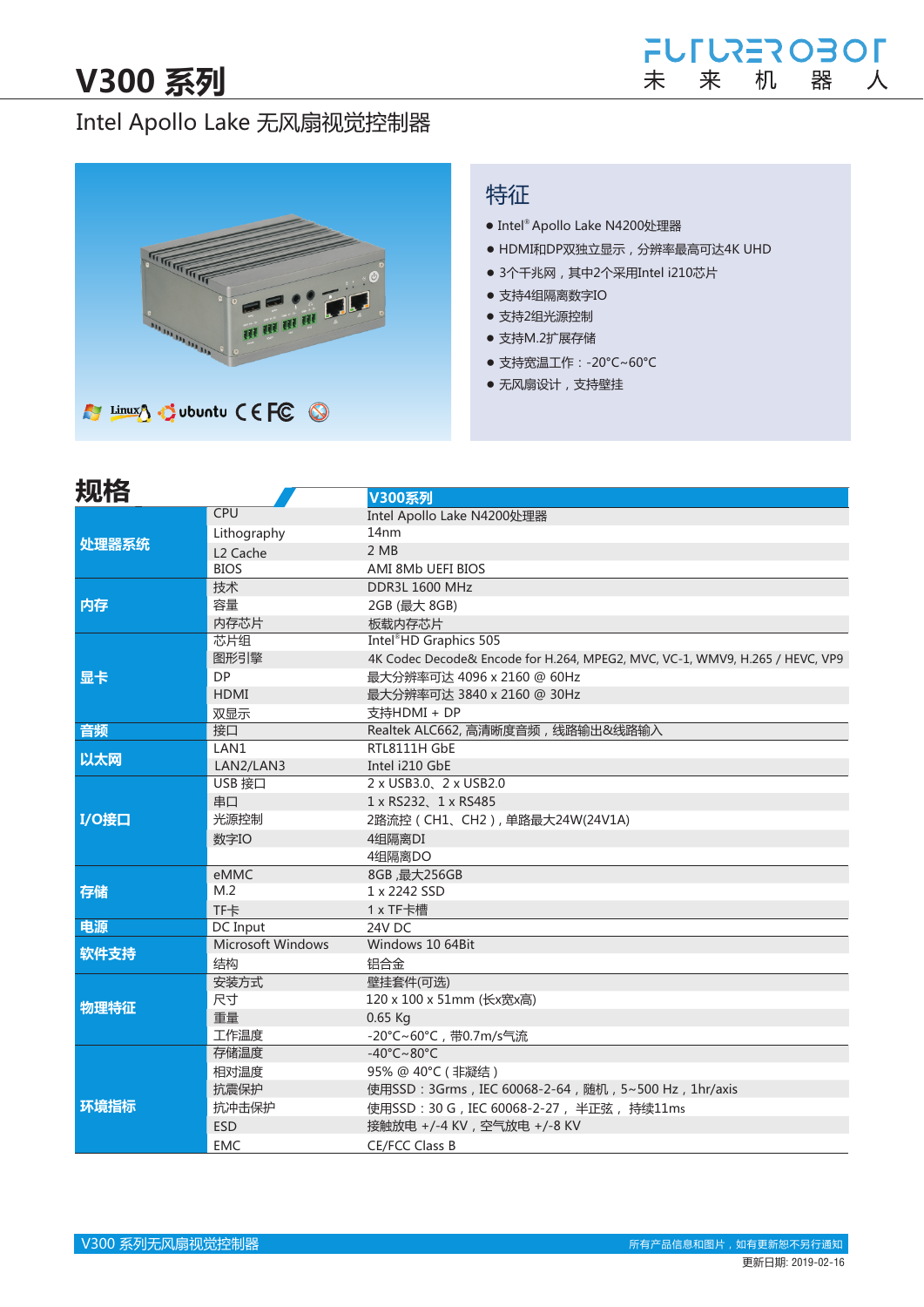# V300 系列

未来机器人

Intel Apollo Lake 无风扇视觉控制器

## 特征

- Intel® Apollo Lake N4200处理器
- HDMI和DP双独立显示，分辨率最高可达4K UHD
- 3个千兆网，其中2个采用Intel i210芯片
- 支持4组隔离数字IO
- 支持2组光源控制
- 支持M.2扩展存储
- 支持宽温工作：-20°C~60°C
- 无风扇设计，支持壁挂

## 规格

| | | V300系列 |
|---|---|---|
| 处理器系统 | CPU | Intel Apollo Lake N4200处理器 |
| | Lithography | 14nm |
| | L2 Cache | 2 MB |
| | BIOS | AMI 8Mb UEFI BIOS |
| 内存 | 技术 | DDR3L 1600 MHz |
| | 容量 | 2GB (最大 8GB) |
| | 内存芯片 | 板载内存芯片 |
| 显卡 | 芯片组 | Intel®HD Graphics 505 |
| | 图形引擎 | 4K Codec Decode& Encode for H.264, MPEG2, MVC, VC-1, WMV9, H.265 / HEVC, VP9 |
| | DP | 最大分辨率可达 4096 x 2160 @ 60Hz |
| | HDMI | 最大分辨率可达 3840 x 2160 @ 30Hz |
| | 双显示 | 支持HDMI + DP |
| 音频 | 接口 | Realtek ALC662, 高清晰度音频，线路输出&线路输入 |
| 以太网 | LAN1 | RTL8111H GbE |
| | LAN2/LAN3 | Intel i210 GbE |
| I/O接口 | USB 接口 | 2 x USB3.0、2 x USB2.0 |
| | 串口 | 1 x RS232、1 x RS485 |
| | 光源控制 | 2路流控（CH1、CH2），单路最大24W(24V1A) |
| | 数字IO | 4组隔离DI |
| | | 4组隔离DO |
| 存储 | eMMC | 8GB ,最大256GB |
| | M.2 | 1 x 2242 SSD |
| | TF卡 | 1 x TF卡槽 |
| 电源 | DC Input | 24V DC |
| 软件支持 | Microsoft Windows | Windows 10 64Bit |
| | 结构 | 铝合金 |
| 物理特征 | 安装方式 | 壁挂套件(可选) |
| | 尺寸 | 120 x 100 x 51mm (长x宽x高) |
| | 重量 | 0.65 Kg |
| | 工作温度 | -20°C~60°C，带0.7m/s气流 |
| 环境指标 | 存储温度 | -40°C~80°C |
| | 相对温度 | 95% @ 40°C（非凝结） |
| | 抗震保护 | 使用SSD：3Grms，IEC 60068-2-64，随机，5~500 Hz，1hr/axis |
| | 抗冲击保护 | 使用SSD：30 G，IEC 60068-2-27， 半正弦， 持续11ms |
| | ESD | 接触放电 +/-4 KV，空气放电 +/-8 KV |
| | EMC | CE/FCC Class B |

V300 系列无风扇视觉控制器

所有产品信息和图片，如有更新恕不另行通知

更新日期: 2019-02-16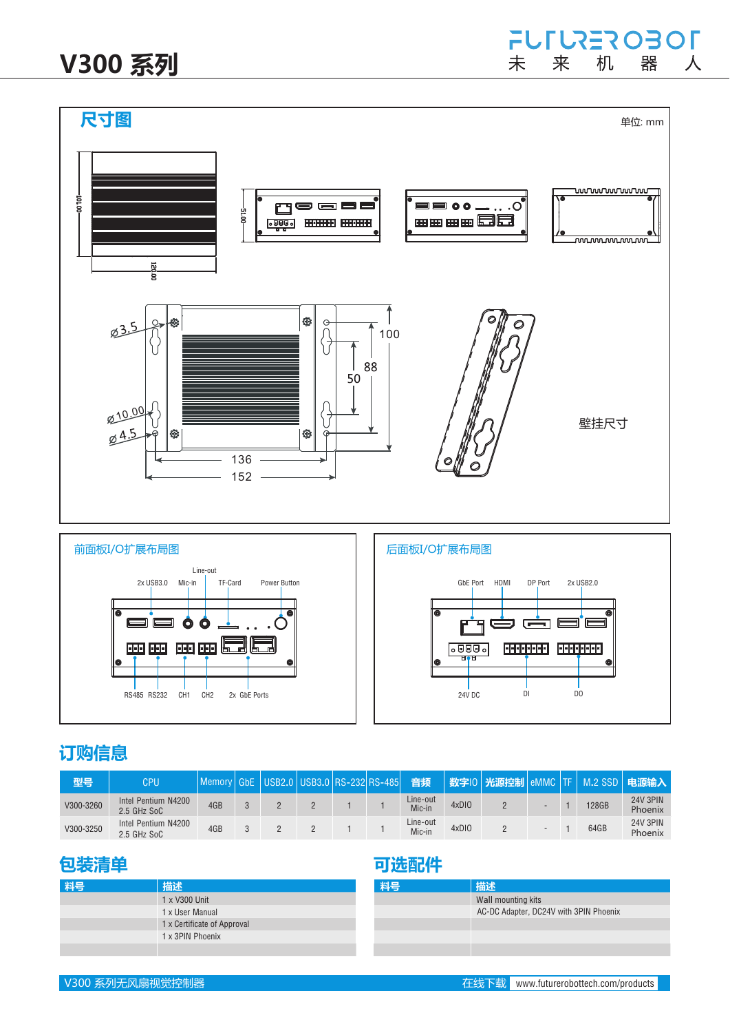# V300 系列

## 尺寸图

单位: mm

101.00

51.00

120.00

ø3.5

ø10.00

ø4.5

100

88

50

136

152

壁挂尺寸

## 前面板I/O扩展布局图

Line-out

2x USB3.0 Mic-in TF-Card Power Button

RS485 RS232 CH1 CH2 2x GbE Ports

## 后面板I/O扩展布局图

GbE Port HDMI DP Port 2x USB2.0

24V DC DI DO

## 订购信息

| 型号 | CPU | Memory | GbE | USB2.0 | USB3.0 | RS-232 | RS-485 | 音频 | 数字IO | 光源控制 | eMMC | TF | M.2 SSD | 电源输入 |
|---|---|---|---|---|---|---|---|---|---|---|---|---|---|---|
| V300-3260 | Intel Pentium N4200 2.5 GHz SoC | 4GB | 3 | 2 | 2 | 1 | 1 | Line-out Mic-in | 4xDIO | 2 | - | 1 | 128GB | 24V 3PIN Phoenix |
| V300-3250 | Intel Pentium N4200 2.5 GHz SoC | 4GB | 3 | 2 | 2 | 1 | 1 | Line-out Mic-in | 4xDIO | 2 | - | 1 | 64GB | 24V 3PIN Phoenix |

## 包装清单

| 料号 | 描述 |
|---|---|
| | 1 x V300 Unit |
| | 1 x User Manual |
| | 1 x Certificate of Approval |
| | 1 x 3PIN Phoenix |

## 可选配件

| 料号 | 描述 |
|---|---|
| | Wall mounting kits |
| | AC-DC Adapter, DC24V with 3PIN Phoenix |

V300 系列无风扇视觉控制器　　在线下载 www.futurerobottech.com/products